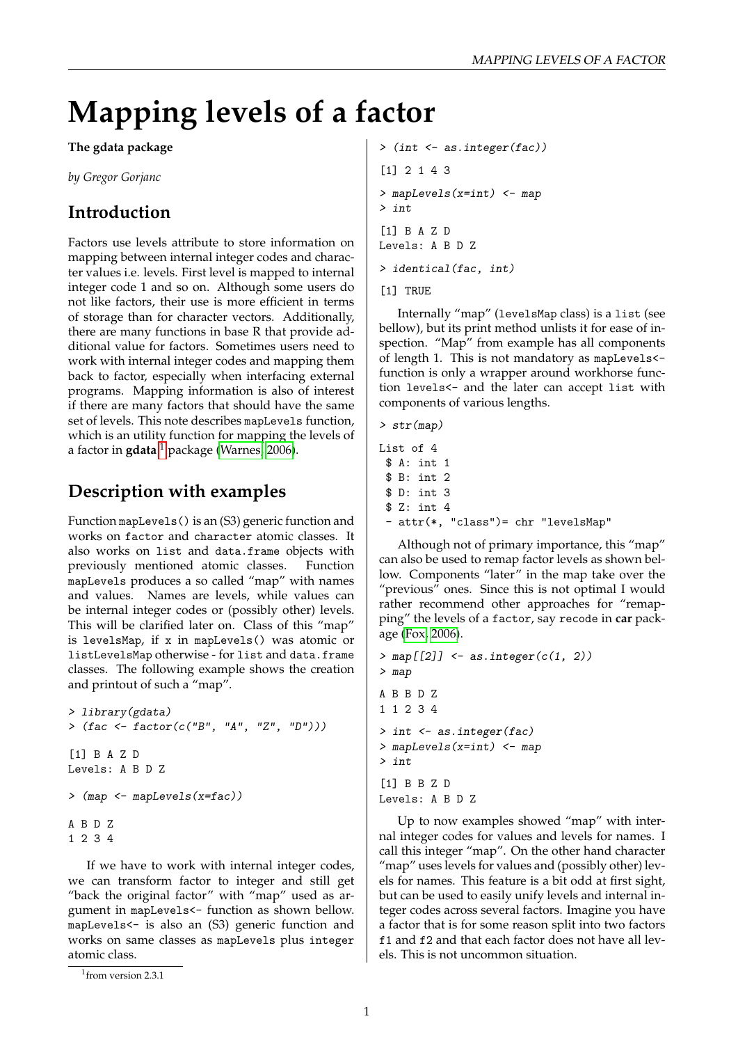# Mapping levels of a factor

**The gdata package**

*by Gregor Gorjanc*

## Introduction

Factors use levels attribute to store information on mapping between internal integer codes and character values i.e. levels. First level is mapped to internal integer code 1 and so on. Although some users do not like factors, their use is more efficient in terms of storage than for character vectors. Additionally, there are many functions in base R that provide additional value for factors. Sometimes users need to work with internal integer codes and mapping them back to factor, especially when interfacing external programs. Mapping information is also of interest if there are many factors that should have the same set of levels. This note describes `mapLevels` function, which is an utility function for mapping the levels of a factor in **gdata**[1] package (Warnes, 2006).

## Description with examples

Function `mapLevels()` is an (S3) generic function and works on `factor` and `character` atomic classes. It also works on `list` and `data.frame` objects with previously mentioned atomic classes. Function `mapLevels` produces a so called "map" with names and values. Names are levels, while values can be internal integer codes or (possibly other) levels. This will be clarified later on. Class of this "map" is `levelsMap`, if `x` in `mapLevels()` was atomic or `listLevelsMap` otherwise - for `list` and `data.frame` classes. The following example shows the creation and printout of such a "map".

```
> library(gdata)
> (fac <- factor(c("B", "A", "Z", "D")))

[1] B A Z D
Levels: A B D Z

> (map <- mapLevels(x=fac))

A B D Z
1 2 3 4
```

If we have to work with internal integer codes, we can transform factor to integer and still get "back the original factor" with "map" used as argument in `mapLevels<-` function as shown bellow. `mapLevels<-` is also an (S3) generic function and works on same classes as `mapLevels` plus `integer` atomic class.

```
> (int <- as.integer(fac))

[1] 2 1 4 3

> mapLevels(x=int) <- map
> int

[1] B A Z D
Levels: A B D Z

> identical(fac, int)

[1] TRUE
```

Internally "map" (`levelsMap` class) is a `list` (see bellow), but its print method unlists it for ease of inspection. "Map" from example has all components of length 1. This is not mandatory as `mapLevels<-` function is only a wrapper around workhorse function `levels<-` and the later can accept `list` with components of various lengths.

```
> str(map)

List of 4
 $ A: int 1
 $ B: int 2
 $ D: int 3
 $ Z: int 4
 - attr(*, "class")= chr "levelsMap"
```

Although not of primary importance, this "map" can also be used to remap factor levels as shown bellow. Components "later" in the map take over the "previous" ones. Since this is not optimal I would rather recommend other approaches for "remapping" the levels of a `factor`, say `recode` in **car** package (Fox, 2006).

```
> map[[2]] <- as.integer(c(1, 2))
> map

A B B D Z
1 1 2 3 4

> int <- as.integer(fac)
> mapLevels(x=int) <- map
> int

[1] B B Z D
Levels: A B D Z
```

Up to now examples showed "map" with internal integer codes for values and levels for names. I call this integer "map". On the other hand character "map" uses levels for values and (possibly other) levels for names. This feature is a bit odd at first sight, but can be used to easily unify levels and internal integer codes across several factors. Imagine you have a factor that is for some reason split into two factors `f1` and `f2` and that each factor does not have all levels. This is not uncommon situation.

[1] from version 2.3.1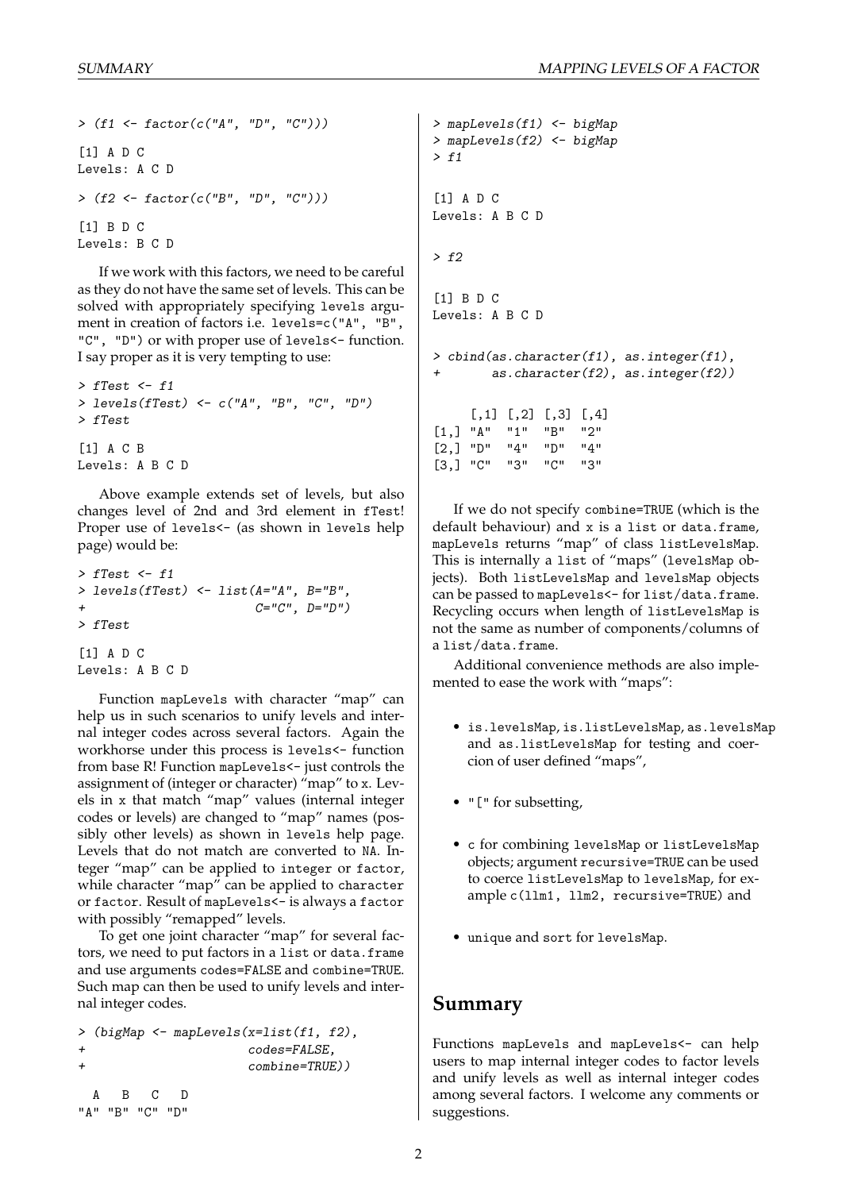```
> (f1 <- factor(c("A", "D", "C")))

[1] A D C
Levels: A C D

> (f2 <- factor(c("B", "D", "C")))

[1] B D C
Levels: B C D
```

If we work with this factors, we need to be careful as they do not have the same set of levels. This can be solved with appropriately specifying `levels` argument in creation of factors i.e. `levels=c("A", "B", "C", "D")` or with proper use of `levels<-` function. I say proper as it is very tempting to use:

```
> fTest <- f1
> levels(fTest) <- c("A", "B", "C", "D")
> fTest

[1] A C B
Levels: A B C D
```

Above example extends set of levels, but also changes level of 2nd and 3rd element in `fTest`! Proper use of `levels<-` (as shown in `levels` help page) would be:

```
> fTest <- f1
> levels(fTest) <- list(A="A", B="B",
+                       C="C", D="D")
> fTest

[1] A D C
Levels: A B C D
```

Function `mapLevels` with character "map" can help us in such scenarios to unify levels and internal integer codes across several factors. Again the workhorse under this process is `levels<-` function from base R! Function `mapLevels<-` just controls the assignment of (integer or character) "map" to `x`. Levels in `x` that match "map" values (internal integer codes or levels) are changed to "map" names (possibly other levels) as shown in `levels` help page. Levels that do not match are converted to `NA`. Integer "map" can be applied to `integer` or `factor`, while character "map" can be applied to `character` or `factor`. Result of `mapLevels<-` is always a `factor` with possibly "remapped" levels.

To get one joint character "map" for several factors, we need to put factors in a `list` or `data.frame` and use arguments `codes=FALSE` and `combine=TRUE`. Such map can then be used to unify levels and internal integer codes.

```
> (bigMap <- mapLevels(x=list(f1, f2),
+                      codes=FALSE,
+                      combine=TRUE))

  A   B   C   D
"A" "B" "C" "D"

> mapLevels(f1) <- bigMap
> mapLevels(f2) <- bigMap
> f1

[1] A D C
Levels: A B C D

> f2

[1] B D C
Levels: A B C D

> cbind(as.character(f1), as.integer(f1),
+       as.character(f2), as.integer(f2))

     [,1] [,2] [,3] [,4]
[1,] "A"  "1"  "B"  "2"
[2,] "D"  "4"  "D"  "4"
[3,] "C"  "3"  "C"  "3"
```

If we do not specify `combine=TRUE` (which is the default behaviour) and `x` is a `list` or `data.frame`, `mapLevels` returns "map" of class `listLevelsMap`. This is internally a `list` of "maps" (`levelsMap` objects). Both `listLevelsMap` and `levelsMap` objects can be passed to `mapLevels<-` for `list`/`data.frame`. Recycling occurs when length of `listLevelsMap` is not the same as number of components/columns of a `list`/`data.frame`.

Additional convenience methods are also implemented to ease the work with "maps":

- `is.levelsMap`, `is.listLevelsMap`, `as.levelsMap` and `as.listLevelsMap` for testing and coercion of user defined "maps",
- `"["` for subsetting,
- `c` for combining `levelsMap` or `listLevelsMap` objects; argument `recursive=TRUE` can be used to coerce `listLevelsMap` to `levelsMap`, for example `c(llm1, llm2, recursive=TRUE)` and
- `unique` and `sort` for `levelsMap`.

## Summary

Functions `mapLevels` and `mapLevels<-` can help users to map internal integer codes to factor levels and unify levels as well as internal integer codes among several factors. I welcome any comments or suggestions.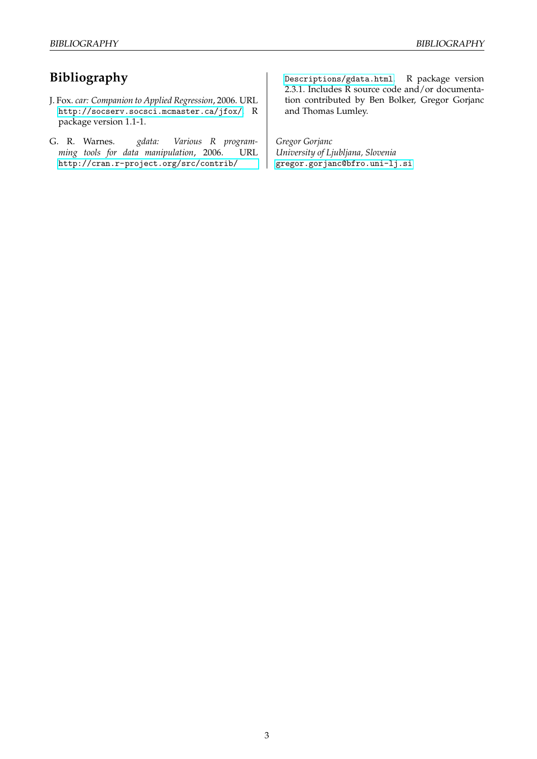## Bibliography

J. Fox. *car: Companion to Applied Regression*, 2006. URL http://socserv.socsci.mcmaster.ca/jfox/. R package version 1.1-1.

G. R. Warnes. *gdata: Various R programming tools for data manipulation*, 2006. URL http://cran.r-project.org/src/contrib/Descriptions/gdata.html. R package version 2.3.1. Includes R source code and/or documentation contributed by Ben Bolker, Gregor Gorjanc and Thomas Lumley.

*Gregor Gorjanc*
*University of Ljubljana, Slovenia*
gregor.gorjanc@bfro.uni-lj.si